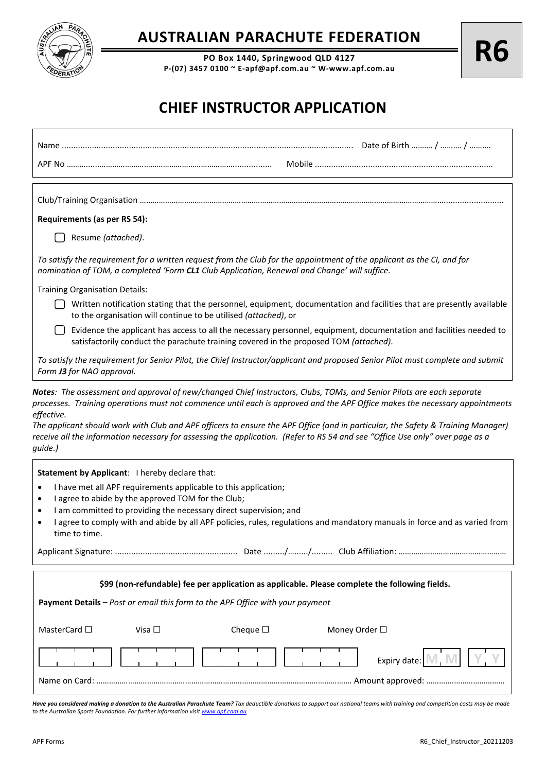# AUSTRALIAN PARACHUTE FEDERATION

**PO Box 1440, Springwood QLD 4127**
**P-(07) 3457 0100 ~ E-apf@apf.com.au ~ W-www.apf.com.au**

**R6**

## CHIEF INSTRUCTOR APPLICATION

Name ............................................................................................................................ Date of Birth ………. / ………. / ……….

APF No ……....................................................................................... Mobile ............................................................................

Club/Training Organisation ……………………………………………………………………………………………………………………………………………..................

**Requirements (as per RS 54):**

☐ Resume *(attached)*.

*To satisfy the requirement for a written request from the Club for the appointment of the applicant as the CI, and for nomination of TOM, a completed 'Form* ***CL1*** *Club Application, Renewal and Change' will suffice.*

Training Organisation Details:

☐ Written notification stating that the personnel, equipment, documentation and facilities that are presently available to the organisation will continue to be utilised *(attached)*, or

☐ Evidence the applicant has access to all the necessary personnel, equipment, documentation and facilities needed to satisfactorily conduct the parachute training covered in the proposed TOM *(attached)*.

*To satisfy the requirement for Senior Pilot, the Chief Instructor/applicant and proposed Senior Pilot must complete and submit Form* ***J3*** *for NAO approval.*

***Notes****: The assessment and approval of new/changed Chief Instructors, Clubs, TOMs, and Senior Pilots are each separate processes. Training operations must not commence until each is approved and the APF Office makes the necessary appointments effective.*

*The applicant should work with Club and APF officers to ensure the APF Office (and in particular, the Safety & Training Manager) receive all the information necessary for assessing the application. (Refer to RS 54 and see "Office Use only" over page as a guide.)*

**Statement by Applicant**: I hereby declare that:

- I have met all APF requirements applicable to this application;
- I agree to abide by the approved TOM for the Club;
- I am committed to providing the necessary direct supervision; and
- I agree to comply with and abide by all APF policies, rules, regulations and mandatory manuals in force and as varied from time to time.

Applicant Signature: ..................................................... Date ........./………/......... Club Affiliation: ……………………………………………

**$99 (non-refundable) fee per application as applicable. Please complete the following fields.**

**Payment Details –** *Post or email this form to the APF Office with your payment*

MasterCard ☐ Visa ☐ Cheque ☐ Money Order ☐

Card number: [ | | | ] [ | | | ] [ | | | ] [ | | | ] Expiry date: [M M] [Y Y]

Name on Card: …………………………………………………………………………………………………………… Amount approved: ……………………………….

***Have you considered making a donation to the Australian Parachute Team?*** *Tax deductible donations to support our national teams with training and competition costs may be made to the Australian Sports Foundation. For further information visit www.apf.com.au*

APF Forms R6_Chief_Instructor_20211203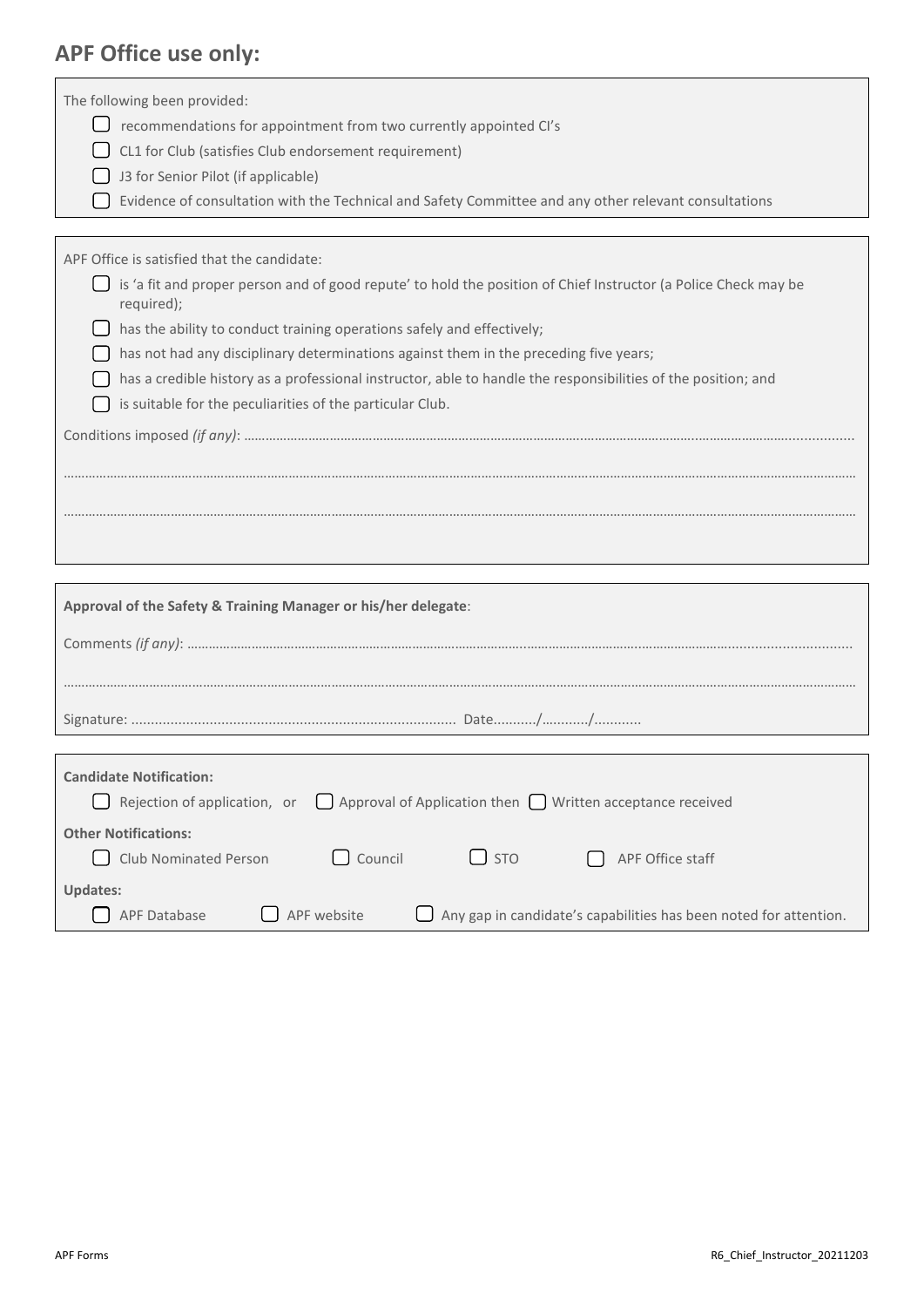## APF Office use only:

The following been provided:

- ☐ recommendations for appointment from two currently appointed CI's
- ☐ CL1 for Club (satisfies Club endorsement requirement)
- ☐ J3 for Senior Pilot (if applicable)
- ☐ Evidence of consultation with the Technical and Safety Committee and any other relevant consultations

APF Office is satisfied that the candidate:

- ☐ is 'a fit and proper person and of good repute' to hold the position of Chief Instructor (a Police Check may be required);
- ☐ has the ability to conduct training operations safely and effectively;
- ☐ has not had any disciplinary determinations against them in the preceding five years;
- ☐ has a credible history as a professional instructor, able to handle the responsibilities of the position; and
- ☐ is suitable for the peculiarities of the particular Club.

Conditions imposed *(if any)*: ……………………………………………………………………………………………………………………………………

……………………………………………………………………………………………………………………………………………………………

……………………………………………………………………………………………………………………………………………………………

**Approval of the Safety & Training Manager or his/her delegate**:

Comments *(if any)*: ……………………………………………………………………………………………………………………………………

……………………………………………………………………………………………………………………………………………………………

Signature: .................................................................................. Date........../.........../...........

**Candidate Notification:**

☐ Rejection of application, or ☐ Approval of Application then ☐ Written acceptance received

**Other Notifications:**

☐ Club Nominated Person ☐ Council ☐ STO ☐ APF Office staff

**Updates:**

☐ APF Database ☐ APF website ☐ Any gap in candidate's capabilities has been noted for attention.

APF Forms R6_Chief_Instructor_20211203